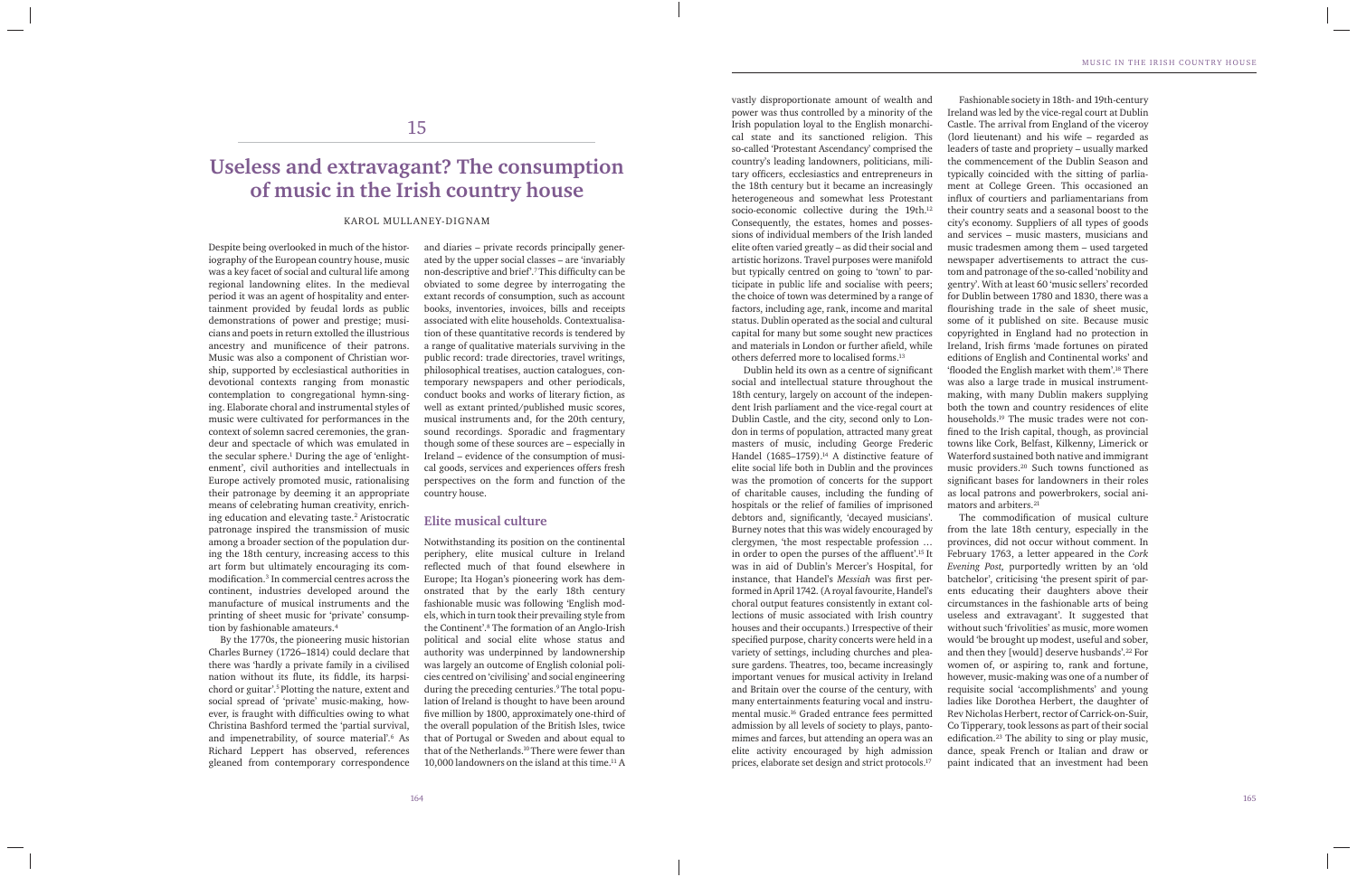15

# Useless and extravagant? The consumption of music in the Irish country house

KAROL MULLANEY-DIGNAM

Despite being overlooked in much of the historiography of the European country house, music was a key facet of social and cultural life among regional landowning elites. In the medieval period it was an agent of hospitality and entertainment provided by feudal lords as public demonstrations of power and prestige; musicians and poets in return extolled the illustrious ancestry and munificence of their patrons. Music was also a component of Christian worship, supported by ecclesiastical authorities in devotional contexts ranging from monastic contemplation to congregational hymn-singing. Elaborate choral and instrumental styles of music were cultivated for performances in the context of solemn sacred ceremonies, the grandeur and spectacle of which was emulated in the secular sphere.[1] During the age of 'enlightenment', civil authorities and intellectuals in Europe actively promoted music, rationalising their patronage by deeming it an appropriate means of celebrating human creativity, enriching education and elevating taste.[2] Aristocratic patronage inspired the transmission of music among a broader section of the population during the 18th century, increasing access to this art form but ultimately encouraging its commodification.[3] In commercial centres across the continent, industries developed around the manufacture of musical instruments and the printing of sheet music for 'private' consumption by fashionable amateurs.[4]

By the 1770s, the pioneering music historian Charles Burney (1726–1814) could declare that there was 'hardly a private family in a civilised nation without its flute, its fiddle, its harpsichord or guitar'.[5] Plotting the nature, extent and social spread of 'private' music-making, however, is fraught with difficulties owing to what Christina Bashford termed the 'partial survival, and impenetrability, of source material'.[6] As Richard Leppert has observed, references gleaned from contemporary correspondence and diaries – private records principally generated by the upper social classes – are 'invariably non-descriptive and brief'.[7] This difficulty can be obviated to some degree by interrogating the extant records of consumption, such as account books, inventories, invoices, bills and receipts associated with elite households. Contextualisation of these quantitative records is tendered by a range of qualitative materials surviving in the public record: trade directories, travel writings, philosophical treatises, auction catalogues, contemporary newspapers and other periodicals, conduct books and works of literary fiction, as well as extant printed/published music scores, musical instruments and, for the 20th century, sound recordings. Sporadic and fragmentary though some of these sources are – especially in Ireland – evidence of the consumption of musical goods, services and experiences offers fresh perspectives on the form and function of the country house.

## Elite musical culture

Notwithstanding its position on the continental periphery, elite musical culture in Ireland reflected much of that found elsewhere in Europe; Ita Hogan's pioneering work has demonstrated that by the early 18th century fashionable music was following 'English models, which in turn took their prevailing style from the Continent'.[8] The formation of an Anglo-Irish political and social elite whose status and authority was underpinned by landownership was largely an outcome of English colonial policies centred on 'civilising' and social engineering during the preceding centuries.[9] The total population of Ireland is thought to have been around five million by 1800, approximately one-third of the overall population of the British Isles, twice that of Portugal or Sweden and about equal to that of the Netherlands.[10] There were fewer than 10,000 landowners on the island at this time.[11] A vastly disproportionate amount of wealth and power was thus controlled by a minority of the Irish population loyal to the English monarchical state and its sanctioned religion. This so-called 'Protestant Ascendancy' comprised the country's leading landowners, politicians, military officers, ecclesiastics and entrepreneurs in the 18th century but it became an increasingly heterogeneous and somewhat less Protestant socio-economic collective during the 19th.[12] Consequently, the estates, homes and possessions of individual members of the Irish landed elite often varied greatly – as did their social and artistic horizons. Travel purposes were manifold but typically centred on going to 'town' to participate in public life and socialise with peers; the choice of town was determined by a range of factors, including age, rank, income and marital status. Dublin operated as the social and cultural capital for many but some sought new practices and materials in London or further afield, while others deferred more to localised forms.[13]

Dublin held its own as a centre of significant social and intellectual stature throughout the 18th century, largely on account of the independent Irish parliament and the vice-regal court at Dublin Castle, and the city, second only to London in terms of population, attracted many great masters of music, including George Frederic Handel (1685–1759).[14] A distinctive feature of elite social life both in Dublin and the provinces was the promotion of concerts for the support of charitable causes, including the funding of hospitals or the relief of families of imprisoned debtors and, significantly, 'decayed musicians'. Burney notes that this was widely encouraged by clergymen, 'the most respectable profession … in order to open the purses of the affluent'.[15] It was in aid of Dublin's Mercer's Hospital, for instance, that Handel's *Messiah* was first performed in April 1742. (A royal favourite, Handel's choral output features consistently in extant collections of music associated with Irish country houses and their occupants.) Irrespective of their specified purpose, charity concerts were held in a variety of settings, including churches and pleasure gardens. Theatres, too, became increasingly important venues for musical activity in Ireland and Britain over the course of the century, with many entertainments featuring vocal and instrumental music.[16] Graded entrance fees permitted admission by all levels of society to plays, pantomimes and farces, but attending an opera was an elite activity encouraged by high admission prices, elaborate set design and strict protocols.[17]

Fashionable society in 18th- and 19th-century Ireland was led by the vice-regal court at Dublin Castle. The arrival from England of the viceroy (lord lieutenant) and his wife – regarded as leaders of taste and propriety – usually marked the commencement of the Dublin Season and typically coincided with the sitting of parliament at College Green. This occasioned an influx of courtiers and parliamentarians from their country seats and a seasonal boost to the city's economy. Suppliers of all types of goods and services – music masters, musicians and music tradesmen among them – used targeted newspaper advertisements to attract the custom and patronage of the so-called 'nobility and gentry'. With at least 60 'music sellers' recorded for Dublin between 1780 and 1830, there was a flourishing trade in the sale of sheet music, some of it published on site. Because music copyrighted in England had no protection in Ireland, Irish firms 'made fortunes on pirated editions of English and Continental works' and 'flooded the English market with them'.[18] There was also a large trade in musical instrument-making, with many Dublin makers supplying both the town and country residences of elite households.[19] The music trades were not confined to the Irish capital, though, as provincial towns like Cork, Belfast, Kilkenny, Limerick or Waterford sustained both native and immigrant music providers.[20] Such towns functioned as significant bases for landowners in their roles as local patrons and powerbrokers, social animators and arbiters.[21]

The commodification of musical culture from the late 18th century, especially in the provinces, did not occur without comment. In February 1763, a letter appeared in the *Cork Evening Post*, purportedly written by an 'old batchelor', criticising 'the present spirit of parents educating their daughters above their circumstances in the fashionable arts of being useless and extravagant'. It suggested that without such 'frivolities' as music, more women would 'be brought up modest, useful and sober, and then they [would] deserve husbands'.[22] For women of, or aspiring to, rank and fortune, however, music-making was one of a number of requisite social 'accomplishments' and young ladies like Dorothea Herbert, the daughter of Rev Nicholas Herbert, rector of Carrick-on-Suir, Co Tipperary, took lessons as part of their social edification.[23] The ability to sing or play music, dance, speak French or Italian and draw or paint indicated that an investment had been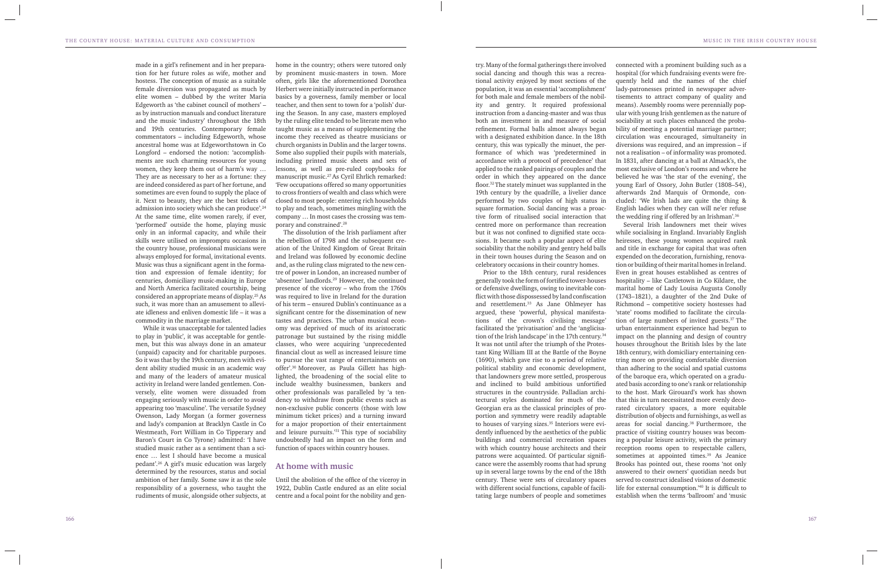made in a girl's refinement and in her preparation for her future roles as wife, mother and hostess. The conception of music as a suitable female diversion was propagated as much by elite women – dubbed by the writer Maria Edgeworth as 'the cabinet council of mothers' – as by instruction manuals and conduct literature and the music 'industry' throughout the 18th and 19th centuries. Contemporary female commentators – including Edgeworth, whose ancestral home was at Edgeworthstown in Co Longford – endorsed the notion: 'accomplishments are such charming resources for young women, they keep them out of harm's way … They are as necessary to her as a fortune: they are indeed considered as part of her fortune, and sometimes are even found to supply the place of it. Next to beauty, they are the best tickets of admission into society which she can produce'.[24] At the same time, elite women rarely, if ever, 'performed' outside the home, playing music only in an informal capacity, and while their skills were utilised on impromptu occasions in the country house, professional musicians were always employed for formal, invitational events. Music was thus a significant agent in the formation and expression of female identity; for centuries, domiciliary music-making in Europe and North America facilitated courtship, being considered an appropriate means of display.[25] As such, it was more than an amusement to alleviate idleness and enliven domestic life – it was a commodity in the marriage market.

While it was unacceptable for talented ladies to play in 'public', it was acceptable for gentlemen, but this was always done in an amateur (unpaid) capacity and for charitable purposes. So it was that by the 19th century, men with evident ability studied music in an academic way and many of the leaders of amateur musical activity in Ireland were landed gentlemen. Conversely, elite women were dissuaded from engaging seriously with music in order to avoid appearing too 'masculine'. The versatile Sydney Owenson, Lady Morgan (a former governess and lady's companion at Bracklyn Castle in Co Westmeath, Fort William in Co Tipperary and Baron's Court in Co Tyrone) admitted: 'I have studied music rather as a sentiment than a science … lest I should have become a musical pedant'.[26] A girl's music education was largely determined by the resources, status and social ambition of her family. Some saw it as the sole responsibility of a governess, who taught the rudiments of music, alongside other subjects, at home in the country; others were tutored only by prominent music-masters in town. More often, girls like the aforementioned Dorothea Herbert were initially instructed in performance basics by a governess, family member or local teacher, and then sent to town for a 'polish' during the Season. In any case, masters employed by the ruling elite tended to be literate men who taught music as a means of supplementing the income they received as theatre musicians or church organists in Dublin and the larger towns. Some also supplied their pupils with materials, including printed music sheets and sets of lessons, as well as pre-ruled copybooks for manuscript music.[27] As Cyril Ehrlich remarked: 'Few occupations offered so many opportunities to cross frontiers of wealth and class which were closed to most people: entering rich households to play and teach, sometimes mingling with the company … In most cases the crossing was temporary and constrained'.[28]

The dissolution of the Irish parliament after the rebellion of 1798 and the subsequent creation of the United Kingdom of Great Britain and Ireland was followed by economic decline and, as the ruling class migrated to the new centre of power in London, an increased number of 'absentee' landlords.[29] However, the continued presence of the viceroy – who from the 1760s was required to live in Ireland for the duration of his term – ensured Dublin's continuance as a significant centre for the dissemination of new tastes and practices. The urban musical economy was deprived of much of its aristocratic patronage but sustained by the rising middle classes, who were acquiring 'unprecedented financial clout as well as increased leisure time to pursue the vast range of entertainments on offer'.[30] Moreover, as Paula Gillett has highlighted, the broadening of the social elite to include wealthy businessmen, bankers and other professionals was paralleled by 'a tendency to withdraw from public events such as non-exclusive public concerts (those with low minimum ticket prices) and a turning inward for a major proportion of their entertainment and leisure pursuits.'[31] This type of sociability undoubtedly had an impact on the form and function of spaces within country houses.

## At home with music

Until the abolition of the office of the viceroy in 1922, Dublin Castle endured as an elite social centre and a focal point for the nobility and gentry. Many of the formal gatherings there involved social dancing and though this was a recreational activity enjoyed by most sections of the population, it was an essential 'accomplishment' for both male and female members of the nobility and gentry. It required professional instruction from a dancing-master and was thus both an investment in and measure of social refinement. Formal balls almost always began with a designated exhibition dance. In the 18th century, this was typically the minuet, the performance of which was 'predetermined in accordance with a protocol of precedence' that applied to the ranked pairings of couples and the order in which they appeared on the dance floor.[32] The stately minuet was supplanted in the 19th century by the quadrille, a livelier dance performed by two couples of high status in square formation. Social dancing was a proactive form of ritualised social interaction that centred more on performance than recreation but it was not confined to dignified state occasions. It became such a popular aspect of elite sociability that the nobility and gentry held balls in their town houses during the Season and on celebratory occasions in their country homes.

Prior to the 18th century, rural residences generally took the form of fortified tower-houses or defensive dwellings, owing to inevitable conflict with those dispossessed by land confiscation and resettlement.[33] As Jane Ohlmeyer has argued, these 'powerful, physical manifestations of the crown's civilising message' facilitated the 'privatisation' and the 'anglicisation of the Irish landscape' in the 17th century.[34] It was not until after the triumph of the Protestant King William III at the Battle of the Boyne (1690), which gave rise to a period of relative political stability and economic development, that landowners grew more settled, prosperous and inclined to build ambitious unfortified structures in the countryside. Palladian architectural styles dominated for much of the Georgian era as the classical principles of proportion and symmetry were readily adaptable to houses of varying sizes.[35] Interiors were evidently influenced by the aesthetics of the public buildings and commercial recreation spaces with which country house architects and their patrons were acquainted. Of particular significance were the assembly rooms that had sprung up in several large towns by the end of the 18th century. These were sets of circulatory spaces with different social functions, capable of facilitating large numbers of people and sometimes connected with a prominent building such as a hospital (for which fundraising events were frequently held and the names of the chief lady-patronesses printed in newspaper advertisements to attract company of quality and means). Assembly rooms were perennially popular with young Irish gentlemen as the nature of sociability at such places enhanced the probability of meeting a potential marriage partner; circulation was encouraged, simultaneity in diversions was required, and an impression – if not a realisation – of informality was promoted. In 1831, after dancing at a ball at Almack's, the most exclusive of London's rooms and where he believed he was 'the star of the evening', the young Earl of Ossory, John Butler (1808–54), afterwards 2nd Marquis of Ormonde, concluded: 'We Irish lads are quite the thing & English ladies when they can will ne'er refuse the wedding ring if offered by an Irishman'.[36]

Several Irish landowners met their wives while socialising in England. Invariably English heiresses, these young women acquired rank and title in exchange for capital that was often expended on the decoration, furnishing, renovation or building of their marital homes in Ireland. Even in great houses established as centres of hospitality – like Castletown in Co Kildare, the marital home of Lady Louisa Augusta Conolly (1743–1821), a daughter of the 2nd Duke of Richmond – competitive society hostesses had 'state' rooms modified to facilitate the circulation of large numbers of invited guests.[37] The urban entertainment experience had begun to impact on the planning and design of country houses throughout the British Isles by the late 18th century, with domiciliary entertaining centring more on providing comfortable diversion than adhering to the social and spatial customs of the baroque era, which operated on a graduated basis according to one's rank or relationship to the host. Mark Girouard's work has shown that this in turn necessitated more evenly decorated circulatory spaces, a more equitable distribution of objects and furnishings, as well as areas for social dancing.[38] Furthermore, the practice of visiting country houses was becoming a popular leisure activity, with the primary reception rooms open to respectable callers, sometimes at appointed times.[39] As Jeanice Brooks has pointed out, these rooms 'not only answered to their owners' quotidian needs but served to construct idealised visions of domestic life for external consumption.'[40] It is difficult to establish when the terms 'ballroom' and 'music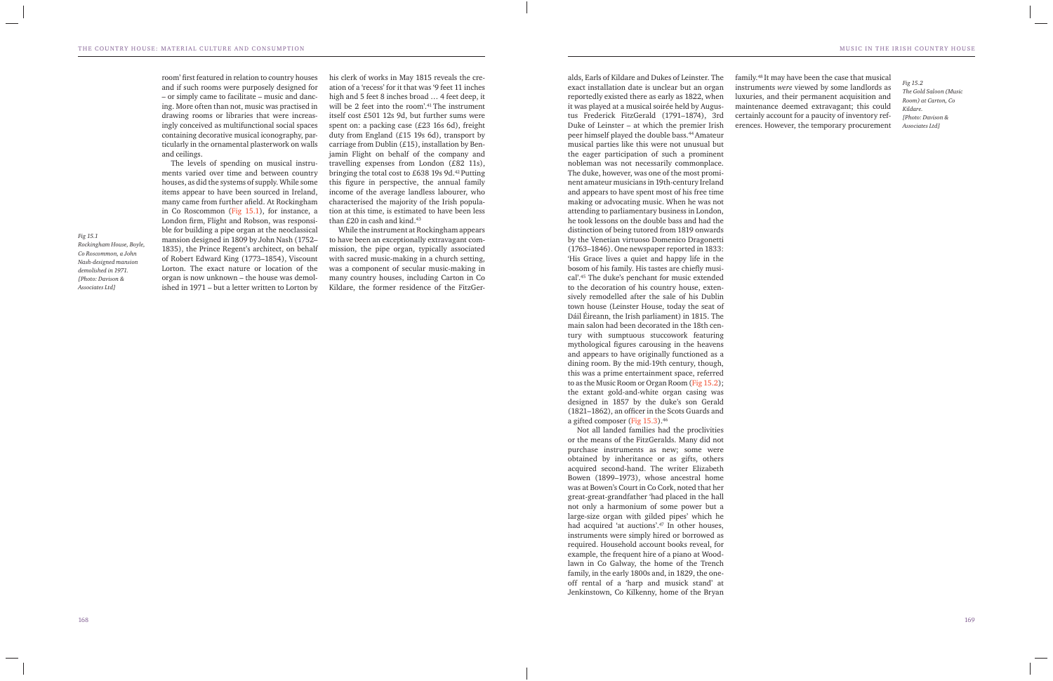room' first featured in relation to country houses and if such rooms were purposely designed for – or simply came to facilitate – music and dancing. More often than not, music was practised in drawing rooms or libraries that were increasingly conceived as multifunctional social spaces containing decorative musical iconography, particularly in the ornamental plasterwork on walls and ceilings.

The levels of spending on musical instruments varied over time and between country houses, as did the systems of supply. While some items appear to have been sourced in Ireland, many came from further afield. At Rockingham in Co Roscommon (Fig 15.1), for instance, a London firm, Flight and Robson, was responsible for building a pipe organ at the neoclassical mansion designed in 1809 by John Nash (1752–1835), the Prince Regent's architect, on behalf of Robert Edward King (1773–1854), Viscount Lorton. The exact nature or location of the organ is now unknown – the house was demolished in 1971 – but a letter written to Lorton by his clerk of works in May 1815 reveals the creation of a 'recess' for it that was '9 feet 11 inches high and 5 feet 8 inches broad … 4 feet deep, it will be 2 feet into the room'.[41] The instrument itself cost £501 12s 9d, but further sums were spent on: a packing case (£23 16s 6d), freight duty from England (£15 19s 6d), transport by carriage from Dublin (£15), installation by Benjamin Flight on behalf of the company and travelling expenses from London (£82 11s), bringing the total cost to £638 19s 9d.[42] Putting this figure in perspective, the annual family income of the average landless labourer, who characterised the majority of the Irish population at this time, is estimated to have been less than £20 in cash and kind.[43]

*Fig 15.1*
*Rockingham House, Boyle, Co Roscommon, a John Nash-designed mansion demolished in 1971. [Photo: Davison & Associates Ltd]*

While the instrument at Rockingham appears to have been an exceptionally extravagant commission, the pipe organ, typically associated with sacred music-making in a church setting, was a component of secular music-making in many country houses, including Carton in Co Kildare, the former residence of the FitzGeralds, Earls of Kildare and Dukes of Leinster. The exact installation date is unclear but an organ reportedly existed there as early as 1822, when it was played at a musical soirée held by Augustus Frederick FitzGerald (1791–1874), 3rd Duke of Leinster – at which the premier Irish peer himself played the double bass.[44] Amateur musical parties like this were not unusual but the eager participation of such a prominent nobleman was not necessarily commonplace. The duke, however, was one of the most prominent amateur musicians in 19th-century Ireland and appears to have spent most of his free time making or advocating music. When he was not attending to parliamentary business in London, he took lessons on the double bass and had the distinction of being tutored from 1819 onwards by the Venetian virtuoso Domenico Dragonetti (1763–1846). One newspaper reported in 1833: 'His Grace lives a quiet and happy life in the bosom of his family. His tastes are chiefly musical'.[45] The duke's penchant for music extended to the decoration of his country house, extensively remodelled after the sale of his Dublin town house (Leinster House, today the seat of Dáil Éireann, the Irish parliament) in 1815. The main salon had been decorated in the 18th century with sumptuous stuccowork featuring mythological figures carousing in the heavens and appears to have originally functioned as a dining room. By the mid-19th century, though, this was a prime entertainment space, referred to as the Music Room or Organ Room (Fig 15.2); the extant gold-and-white organ casing was designed in 1857 by the duke's son Gerald (1821–1862), an officer in the Scots Guards and a gifted composer (Fig 15.3).[46]

Not all landed families had the proclivities or the means of the FitzGeralds. Many did not purchase instruments as new; some were obtained by inheritance or as gifts, others acquired second-hand. The writer Elizabeth Bowen (1899–1973), whose ancestral home was at Bowen's Court in Co Cork, noted that her great-great-grandfather 'had placed in the hall not only a harmonium of some power but a large-size organ with gilded pipes' which he had acquired 'at auctions'.[47] In other houses, instruments were simply hired or borrowed as required. Household account books reveal, for example, the frequent hire of a piano at Woodlawn in Co Galway, the home of the Trench family, in the early 1800s and, in 1829, the one-off rental of a 'harp and musick stand' at Jenkinstown, Co Kilkenny, home of the Bryan family.[48] It may have been the case that musical instruments *were* viewed by some landlords as luxuries, and their permanent acquisition and maintenance deemed extravagant; this could certainly account for a paucity of inventory references. However, the temporary procurement

*Fig 15.2*
*The Gold Saloon (Music Room) at Carton, Co Kildare. [Photo: Davison & Associates Ltd]*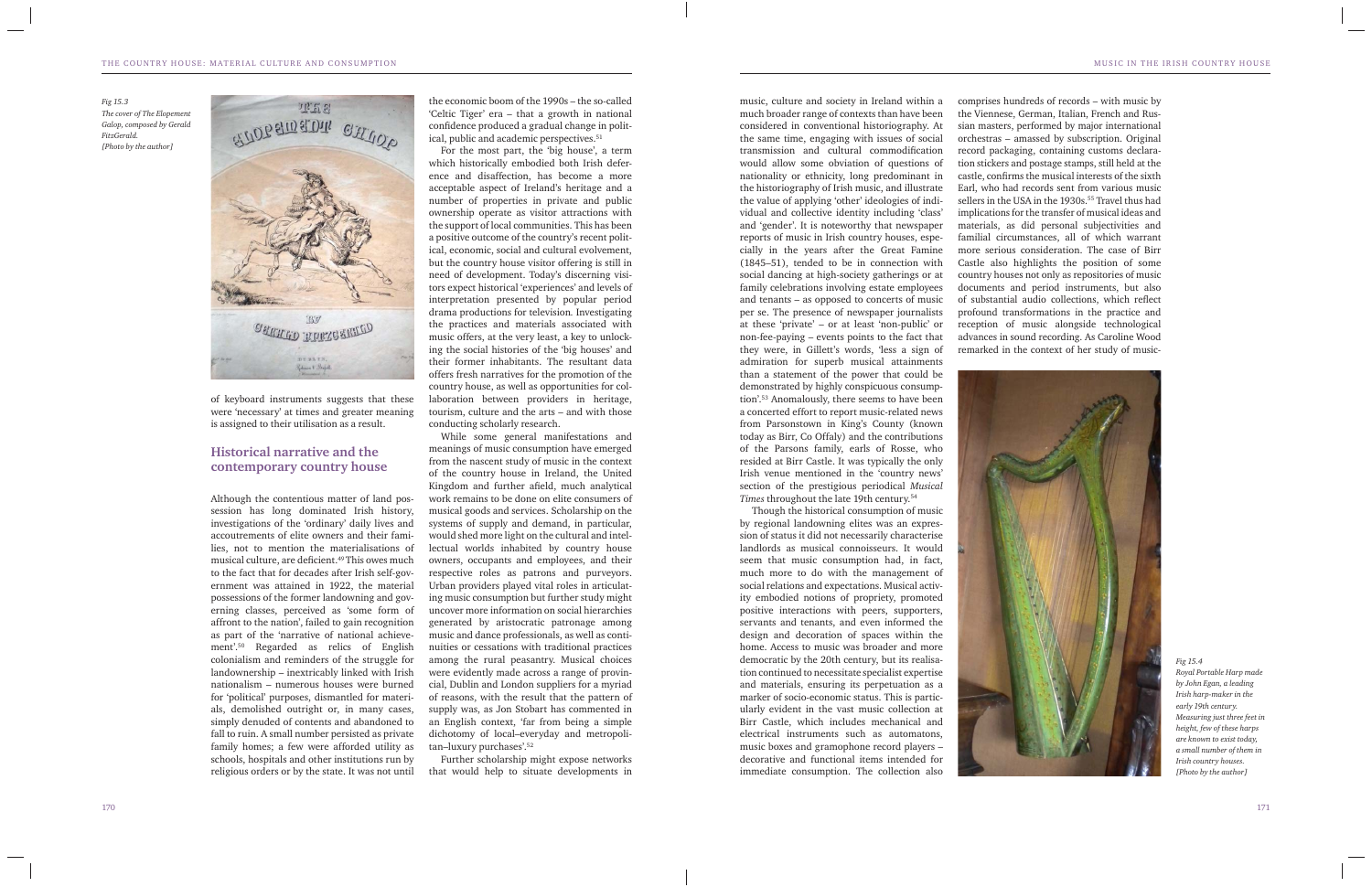*Fig 15.3*
*The cover of The Elopement Galop, composed by Gerald FitzGerald.*
*[Photo by the author]*

of keyboard instruments suggests that these were 'necessary' at times and greater meaning is assigned to their utilisation as a result.

## Historical narrative and the contemporary country house

Although the contentious matter of land possession has long dominated Irish history, investigations of the 'ordinary' daily lives and accoutrements of elite owners and their families, not to mention the materialisations of musical culture, are deficient.[49] This owes much to the fact that for decades after Irish self-government was attained in 1922, the material possessions of the former landowning and governing classes, perceived as 'some form of affront to the nation', failed to gain recognition as part of the 'narrative of national achievement'.[50] Regarded as relics of English colonialism and reminders of the struggle for landownership – inextricably linked with Irish nationalism – numerous houses were burned for 'political' purposes, dismantled for materials, demolished outright or, in many cases, simply denuded of contents and abandoned to fall to ruin. A small number persisted as private family homes; a few were afforded utility as schools, hospitals and other institutions run by religious orders or by the state. It was not until the economic boom of the 1990s – the so-called 'Celtic Tiger' era – that a growth in national confidence produced a gradual change in political, public and academic perspectives.[51]

For the most part, the 'big house', a term which historically embodied both Irish deference and disaffection, has become a more acceptable aspect of Ireland's heritage and a number of properties in private and public ownership operate as visitor attractions with the support of local communities. This has been a positive outcome of the country's recent political, economic, social and cultural evolvement, but the country house visitor offering is still in need of development. Today's discerning visitors expect historical 'experiences' and levels of interpretation presented by popular period drama productions for television. Investigating the practices and materials associated with music offers, at the very least, a key to unlocking the social histories of the 'big houses' and their former inhabitants. The resultant data offers fresh narratives for the promotion of the country house, as well as opportunities for collaboration between providers in heritage, tourism, culture and the arts – and with those conducting scholarly research.

While some general manifestations and meanings of music consumption have emerged from the nascent study of music in the context of the country house in Ireland, the United Kingdom and further afield, much analytical work remains to be done on elite consumers of musical goods and services. Scholarship on the systems of supply and demand, in particular, would shed more light on the cultural and intellectual worlds inhabited by country house owners, occupants and employees, and their respective roles as patrons and purveyors. Urban providers played vital roles in articulating music consumption but further study might uncover more information on social hierarchies generated by aristocratic patronage among music and dance professionals, as well as continuities or cessations with traditional practices among the rural peasantry. Musical choices were evidently made across a range of provincial, Dublin and London suppliers for a myriad of reasons, with the result that the pattern of supply was, as Jon Stobart has commented in an English context, 'far from being a simple dichotomy of local–everyday and metropolitan–luxury purchases'.[52]

Further scholarship might expose networks that would help to situate developments in music, culture and society in Ireland within a much broader range of contexts than have been considered in conventional historiography. At the same time, engaging with issues of social transmission and cultural commodification would allow some obviation of questions of nationality or ethnicity, long predominant in the historiography of Irish music, and illustrate the value of applying 'other' ideologies of individual and collective identity including 'class' and 'gender'. It is noteworthy that newspaper reports of music in Irish country houses, especially in the years after the Great Famine (1845–51), tended to be in connection with social dancing at high-society gatherings or at family celebrations involving estate employees and tenants – as opposed to concerts of music per se. The presence of newspaper journalists at these 'private' – or at least 'non-public' or non-fee-paying – events points to the fact that they were, in Gillett's words, 'less a sign of admiration for superb musical attainments than a statement of the power that could be demonstrated by highly conspicuous consumption'.[53] Anomalously, there seems to have been a concerted effort to report music-related news from Parsonstown in King's County (known today as Birr, Co Offaly) and the contributions of the Parsons family, earls of Rosse, who resided at Birr Castle. It was typically the only Irish venue mentioned in the 'country news' section of the prestigious periodical *Musical Times* throughout the late 19th century.[54]

Though the historical consumption of music by regional landowning elites was an expression of status it did not necessarily characterise landlords as musical connoisseurs. It would seem that music consumption had, in fact, much more to do with the management of social relations and expectations. Musical activity embodied notions of propriety, promoted positive interactions with peers, supporters, servants and tenants, and even informed the design and decoration of spaces within the home. Access to music was broader and more democratic by the 20th century, but its realisation continued to necessitate specialist expertise and materials, ensuring its perpetuation as a marker of socio-economic status. This is particularly evident in the vast music collection at Birr Castle, which includes mechanical and electrical instruments such as automatons, music boxes and gramophone record players – decorative and functional items intended for immediate consumption. The collection also comprises hundreds of records – with music by the Viennese, German, Italian, French and Russian masters, performed by major international orchestras – amassed by subscription. Original record packaging, containing customs declaration stickers and postage stamps, still held at the castle, confirms the musical interests of the sixth Earl, who had records sent from various music sellers in the USA in the 1930s.[55] Travel thus had implications for the transfer of musical ideas and materials, as did personal subjectivities and familial circumstances, all of which warrant more serious consideration. The case of Birr Castle also highlights the position of some country houses not only as repositories of music documents and period instruments, but also of substantial audio collections, which reflect profound transformations in the practice and reception of music alongside technological advances in sound recording. As Caroline Wood remarked in the context of her study of music-

*Fig 15.4*
*Royal Portable Harp made by John Egan, a leading Irish harp-maker in the early 19th century. Measuring just three feet in height, few of these harps are known to exist today, a small number of them in Irish country houses.*
*[Photo by the author]*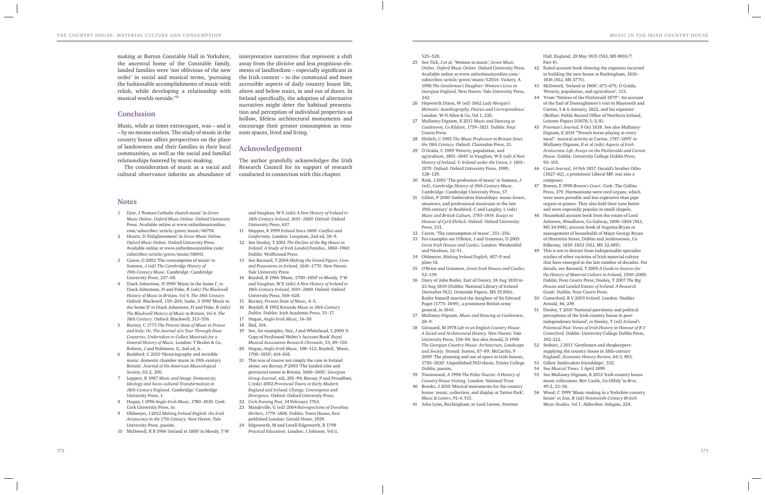making at Burton Constable Hall in Yorkshire, the ancestral home of the Constable family, landed families were 'not oblivious of the new order' in social and musical terms, 'pursuing the fashionable accomplishments of music with relish, while developing a relationship with musical worlds outside.'[56]

## Conclusion

Music, while at times extravagant, was – and is – by no means useless. The study of music in the country house offers perspectives on the place of landowners and their families in their local communities, as well as the social and familial relationships fostered by music-making.

The consideration of music as a social and cultural observance informs an abundance of interpretative narratives that represent a shift away from the divisive and less propitious elements of landlordism – especially significant in the Irish context – to the communal and more accessible aspects of daily country house life, above and below stairs, in and out of doors. In Ireland specifically, the adoption of alternative narratives might deter the habitual presentation and perception of individual properties as hollow, lifeless architectural monuments and encourage their greater consumption as resonant spaces, lived and living.

## Acknowledgement

The author gratefully acknowledges the Irish Research Council for its support of research conducted in connection with this chapter.

## Notes

1. Dyer, J 'Roman Catholic church music' in *Grove Music Online*. *Oxford Music Online*. Oxford University Press. Available online at www.oxfordmusiconline.com/subscriber/article/grove/music/46758.
2. Heartz, D 'Enlightenment' in *Grove Music Online*. *Oxford Music Online*. Oxford University Press. Available online at www.oxfordmusiconline.com/subscriber/article/grove/music/08841.
3. Carew, D 2002 'The consumption of music' *in* Samson, J (ed) *The Cambridge History of 19th-Century Music*. Cambridge: Cambridge University Press, 237–58.
4. Diack Johnstone, H 1990 'Music in the home I', *in* Diack Johnstone, H and Fiske, R (eds) *The Blackwell History of Music in Britain, Vol 4, The 18th Century*. Oxford: Blackwell, 159–204; Sadie, S 1990 'Music in the home II' *in* Diack Johnstone, H and Fiske, R (eds) *The Blackwell History of Music in Britain, Vol 4. The 18th Century*. Oxford: Blackwell, 313–356.
5. Burney, C 1773 *The Present State of Music in France and Italy: Or, The Journal of a Tour Through those Countries, Undertaken to Collect Materials for a General History of Music.* London: T Becket & Co, Robson, J and Robinson, G, 2nd ed, 6.
6. Bashford, C 2010 'Historiography and invisible music: domestic chamber music in 19th-century Britain'. *Journal of the American Musicological Society*, 63:2, 300.
7. Leppert, R 1987 *Music and Image: Domesticity, Ideology and Socio-cultural Transformation in 18th-Century England*. Cambridge: Cambridge University Press, 1.
8. Hogan, I 1996 *Anglo-Irish Music, 1780–1830*. Cork: Cork University Press, xv.
9. Ohlmeyer, J 2012 *Making Ireland English: the Irish Aristocracy in the 17th Century.* New Haven: Yale University Press, passim.
10. McDowell, R B 1986 'Ireland in 1800' in Moody, T W and Vaughan, W E (eds) *A New History of Ireland iv: 18th-Century Ireland, 1691–1800.* Oxford: Oxford University Press, 657.
11. Hoppen, K 1999 *Ireland Since 1800: Conflict and Conformity.* London: Longman, 2nd ed, 38–9.
12. See Dooley, T 2001 *The Decline of the Big House in Ireland: A Study of Irish Landed Families, 1860–1960.* Dublin: Wolfhound Press.
13. See Barnard, T 2004 *Making the Grand Figure: Lives and Possessions in Ireland, 1641–1770*. New Haven: Yale University Press.
14. Boydell, B 1986 'Music, 1700–1850' *in* Moody, T W and Vaughan, W E (eds) *A New History of Ireland iv: 18th-Century Ireland, 1691–1800.* Oxford: Oxford University Press, 568–628.
15. Burney, *Present State of Music*, 4–5.
16. Boydell, B 1992 *Rotunda Music in 18th-Century Dublin.* Dublin: Irish Academic Press, 15–17.
17. Hogan, *Anglo-Irish Music*, 14–50
18. Ibid, 104.
19. See, for examples, Nex, J and Whitehead, L 2000 'A Copy of Ferdinand Weber's Account Book' *Royal Musical Association Research Chronicle*, 33, 89–150.
20. Hogan, *Anglo-Irish Music*, 108–112; Boydell, 'Music, 1700–1850', 614–618.
21. This was of course not simply the case in Ireland alone; see Borsay, P 2003 'The landed elite and provincial towns in Britain, 1660–1800', *Georgian Group Journal*, xiii, 281–94; Borsay, P and Proudfoot, L (eds) 2002 *Provincial Towns in Early Modern England and Ireland: Change, Convergence and Divergence.* Oxford: Oxford University Press.
22. *Cork Evening Post,* 14 February 1763.
23. Mandeville, G (ed) 2004 *Retrospections of Dorothea Herbert, 1779–1806.* Dublin: Town House; first published London: Gerald Howe, 1929.
24. Edgeworth, M and Lovell Edgeworth, R 1798 *Practical Education.* London: J Johnson, Vol ii, 525–528.
25. See Tick, J et al, 'Women in music', *Grove Music Online*. *Oxford Music Online*. Oxford University Press. Available online at www.oxfordmusiconline.com/subscriber/article/grove/music/52554. Vickery, A 1998 *The Gentleman's Daughter: Women's Lives in Georgian England.* New Haven: Yale University Press, 242.
26. Hepworth Dixon, W (ed) 1862 *Lady Morgan's Memoirs: Autobiography, Diaries and Correspondence*. London: W H Allen & Co, Vol 1, 230.
27. Mullaney-Dignam, K 2011 *Music and Dancing at Castletown, Co Kildare, 1759–1821.* Dublin: Four Courts Press.
28. Ehrlich, C 1985 *The Music Profession in Britain Since the 18th Century.* Oxford: Clarendon Press, 31.
29. Ó Gráda, C 1989 'Poverty, population, and agriculture, 1801–1845' *in* Vaughan, W E (ed) *A New History of Ireland, V: Ireland under the Union, I: 1801–1870.* Oxford: Oxford University Press, 1989, 128–129.
30. Rink, J 2001 'The profession of music' *in* Samson, J (ed), *Cambridge History of 19th-Century Music*. Cambridge: Cambridge University Press, 57.
31. Gillett, P 2000 'Ambivalent friendships: music-lovers, amateurs, and professional musicians in the late 19th century' *in* Bashford, C and Langley, L (eds) *Music and British Culture, 1785–1914: Essays in Honour of Cyril Ehrlich.* Oxford: Oxford University Press, 331.
32. Carew, 'The consumption of music', 251–256.
33. For examples see O'Brien, J and Guinness, D 2005 *Great Irish Houses and Castles.* London: Weidenfeld and Nicolson, 12–51.
34. Ohlmeyer, *Making Ireland English,* 407–9 and plate 18.
35. O'Brien and Guinness, *Great Irish Houses and Castles,* 52–139.
36. Diary of John Butler, Earl of Ossory, 24 Aug 1830 to 23 Aug 1834 (Dublin: National Library of Ireland [hereafter NLI], Ormonde Papers, MS 19,806). Butler himself married the daughter of Sir Edward Paget (1775–1849), a prominent British army general, in 1843.
37. Mullaney-Dignam, *Music and Dancing at Castletown*, 28–9.
38. Girouard, M 1978 *Life in an English Country House: A Social and Architectural History.* New Haven: Yale University Press, 158–94. See also Arnold, D 1998 *The Georgian Country House: Architecture, Landscape and Society.* Stroud: Sutton, 87–89; McCarthy, P 2009 'The planning and use of space in Irish houses, 1730–1830'. Unpublished PhD thesis, Trinity College Dublin, passim.
39. Tinniswood, A 1998 *The Polite Tourist: A History of Country House Visiting*. London: National Trust.
40. Brooks, J 2010 'Musical monuments for the country house: music, collection, and display at Tatton Park', *Music & Letters*, 91:4, 515.
41. John Lynn, Rockingham, to Lord Lorton, Stretton Hall, England, 28 May 1815 (NLI, MS 8810/7. Part 4).
42. Ruled account book showing the expenses incurred in building the new house at Rockingham, 1810–1816 (NLI, MS 3775).
43. McDowell, 'Ireland in 1800', 673–675; Ó Gráda, 'Poverty, population, and agriculture', 113.
44. 'From "Notices of the FitzGerald 1879"': An account of the Earl of Donoughmore's visit to Maynooth and Carton, 5 & 6 January, 1822, and his expenses' (Belfast: Public Record Office of Northern Ireland, Leinster Papers D3078/1/2/8).
45. *Freeman's Journal*, 9 Oct 1838. See also Mullaney-Dignam, K 2014 '"French horns playing at every meal": musical activity at Carton, 1747–1895' *in* Mullaney-Dignam, K et al (eds) *Aspects of Irish Aristocratic Life: Essays on the FitzGeralds and Carton House*. Dublin: University College Dublin Press, 92–105.
46. *Court Journal,* 14 Feb 1857. Gerald's brother Otho (1827–82), a prominent Liberal MP, was also a composer.
47. Bowen, E 1998 *Bowen's Court*. Cork: The Collins Press, 379. Harmoniums were reed organs, which were more portable and less expensive than pipe organs or pianos. They also held their tune better and were especially popular in small chapels.
48. Household account book from the estate of Lord Ashtown, Woodlawn, Co Galway, 1800–1804 (NLI, MS 34,948); account book of Augusta Bryan re management of households of Major George Bryan of Henrietta Street, Dublin and Jenkinstown, Co Kilkenny, 1819–1833 (NLI, MS 32,489).
49. This is not to detract from indispensable specialist studies of other varieties of Irish material culture that have emerged in the last number of decades. For details, see Barnard, T 2005 *A Guide to Sources for the History of Material Culture in Ireland, 1500–2000*. Dublin: Four Courts Press; Dooley, T 2007 *The Big Houses and Landed Estates of Ireland: A Research Guide.* Dublin: Four Courts Press.
50. Comerford, R V 2003 *Ireland*. London: Hodder Arnold, 46, 249.
51. Dooley, T 2010 'National patrimony and political perceptions of the Irish country house in post-independence Ireland', *in* Dooley, T (ed) *Ireland's Polemical Past: Views of Irish History in Honour of R V Comerford.* Dublin: University College Dublin Press, 192–212.
52. Stobart, J 2011 'Gentlemen and shopkeepers: supplying the country house in 18th-century England', *Economic History Review*, 64:3, 893.
53. Gillett 'Ambivalent friendships', 332.
54. See *Musical Times,* 1 April 1899.
55. See Mullaney-Dignam, K 2012 'Irish country house music collections: Birr Castle, Co Offaly' in *Brio,* 49:2, 23–36.
56. Wood, C 1999 'Music-making in a Yorkshire country house' *in* Zon, B (ed) *Nineteenth-Century British Music Studies, Vol 1*. Aldershot: Ashgate, 224.